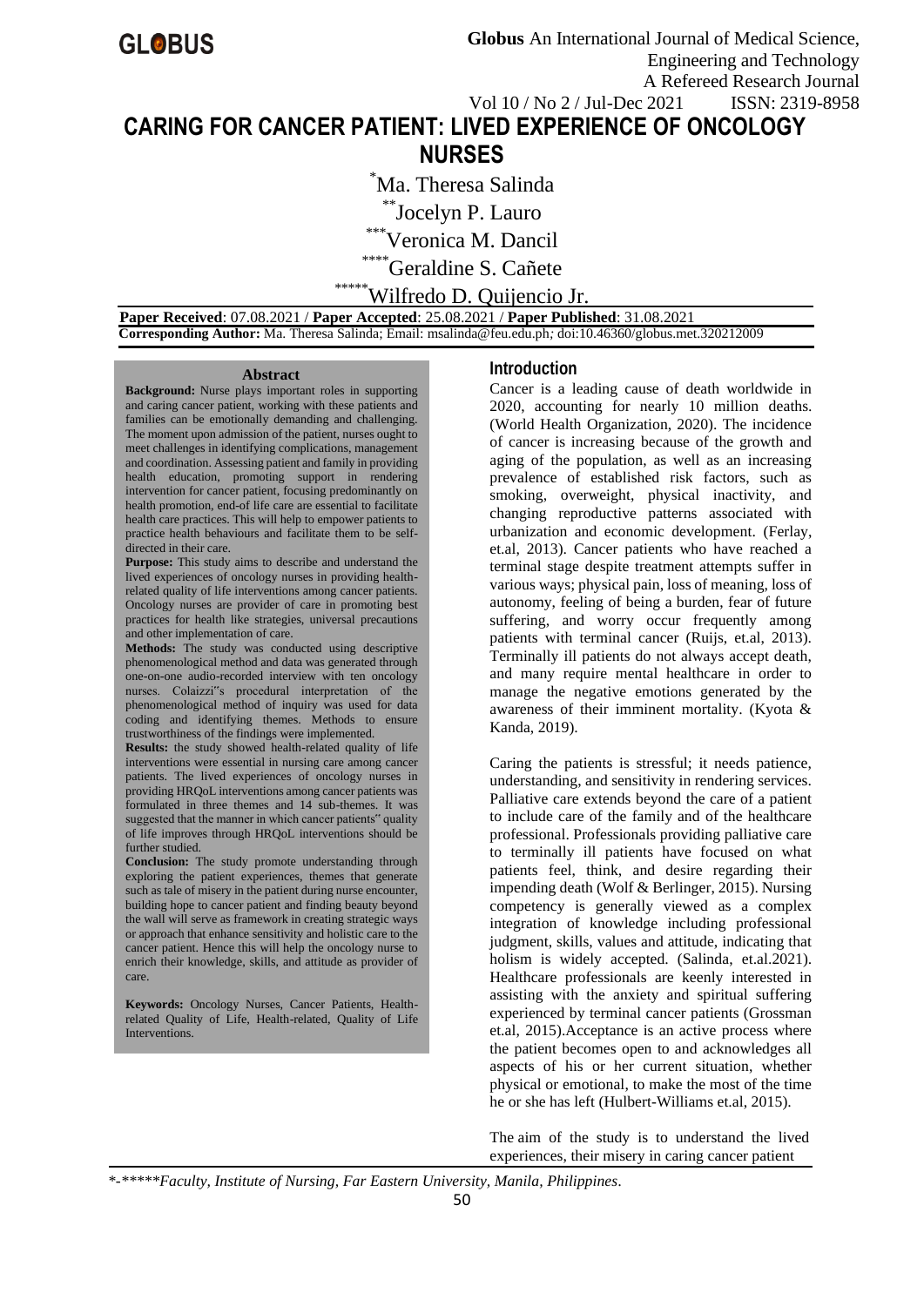# CARING FOR CANCER PATIENT: LIVED EXPERIENCE OF ONCOLOGY NURSES

[*]Ma. Theresa Salinda

[**]Jocelyn P. Lauro

[***]Veronica M. Dancil

[****]Geraldine S. Cañete

[*****]Wilfredo D. Quijencio Jr.

**Paper Received**: 07.08.2021 / **Paper Accepted**: 25.08.2021 / **Paper Published**: 31.08.2021

**Corresponding Author:** Ma. Theresa Salinda; Email: msalinda@feu.edu.ph*;* doi:10.46360/globus.met.320212009

## Abstract

**Background:** Nurse plays important roles in supporting and caring cancer patient, working with these patients and families can be emotionally demanding and challenging. The moment upon admission of the patient, nurses ought to meet challenges in identifying complications, management and coordination. Assessing patient and family in providing health education, promoting support in rendering intervention for cancer patient, focusing predominantly on health promotion, end-of life care are essential to facilitate health care practices. This will help to empower patients to practice health behaviours and facilitate them to be self-directed in their care.

**Purpose:** This study aims to describe and understand the lived experiences of oncology nurses in providing health-related quality of life interventions among cancer patients. Oncology nurses are provider of care in promoting best practices for health like strategies, universal precautions and other implementation of care.

**Methods:** The study was conducted using descriptive phenomenological method and data was generated through one-on-one audio-recorded interview with ten oncology nurses. Colaizzi"s procedural interpretation of the phenomenological method of inquiry was used for data coding and identifying themes. Methods to ensure trustworthiness of the findings were implemented.

**Results:** the study showed health-related quality of life interventions were essential in nursing care among cancer patients. The lived experiences of oncology nurses in providing HRQoL interventions among cancer patients was formulated in three themes and 14 sub-themes. It was suggested that the manner in which cancer patients" quality of life improves through HRQoL interventions should be further studied.

**Conclusion:** The study promote understanding through exploring the patient experiences, themes that generate such as tale of misery in the patient during nurse encounter, building hope to cancer patient and finding beauty beyond the wall will serve as framework in creating strategic ways or approach that enhance sensitivity and holistic care to the cancer patient. Hence this will help the oncology nurse to enrich their knowledge, skills, and attitude as provider of care.

**Keywords:** Oncology Nurses, Cancer Patients, Health-related Quality of Life, Health-related, Quality of Life Interventions.

## Introduction

Cancer is a leading cause of death worldwide in 2020, accounting for nearly 10 million deaths. (World Health Organization, 2020). The incidence of cancer is increasing because of the growth and aging of the population, as well as an increasing prevalence of established risk factors, such as smoking, overweight, physical inactivity, and changing reproductive patterns associated with urbanization and economic development. (Ferlay, et.al, 2013). Cancer patients who have reached a terminal stage despite treatment attempts suffer in various ways; physical pain, loss of meaning, loss of autonomy, feeling of being a burden, fear of future suffering, and worry occur frequently among patients with terminal cancer (Ruijs, et.al, 2013). Terminally ill patients do not always accept death, and many require mental healthcare in order to manage the negative emotions generated by the awareness of their imminent mortality. (Kyota & Kanda, 2019).

Caring the patients is stressful; it needs patience, understanding, and sensitivity in rendering services. Palliative care extends beyond the care of a patient to include care of the family and of the healthcare professional. Professionals providing palliative care to terminally ill patients have focused on what patients feel, think, and desire regarding their impending death (Wolf & Berlinger, 2015). Nursing competency is generally viewed as a complex integration of knowledge including professional judgment, skills, values and attitude, indicating that holism is widely accepted. (Salinda, et.al.2021). Healthcare professionals are keenly interested in assisting with the anxiety and spiritual suffering experienced by terminal cancer patients (Grossman et.al, 2015).Acceptance is an active process where the patient becomes open to and acknowledges all aspects of his or her current situation, whether physical or emotional, to make the most of the time he or she has left (Hulbert-Williams et.al, 2015).

The aim of the study is to understand the lived experiences, their misery in caring cancer patient

*-*****Faculty, Institute of Nursing, Far Eastern University, Manila, Philippines.*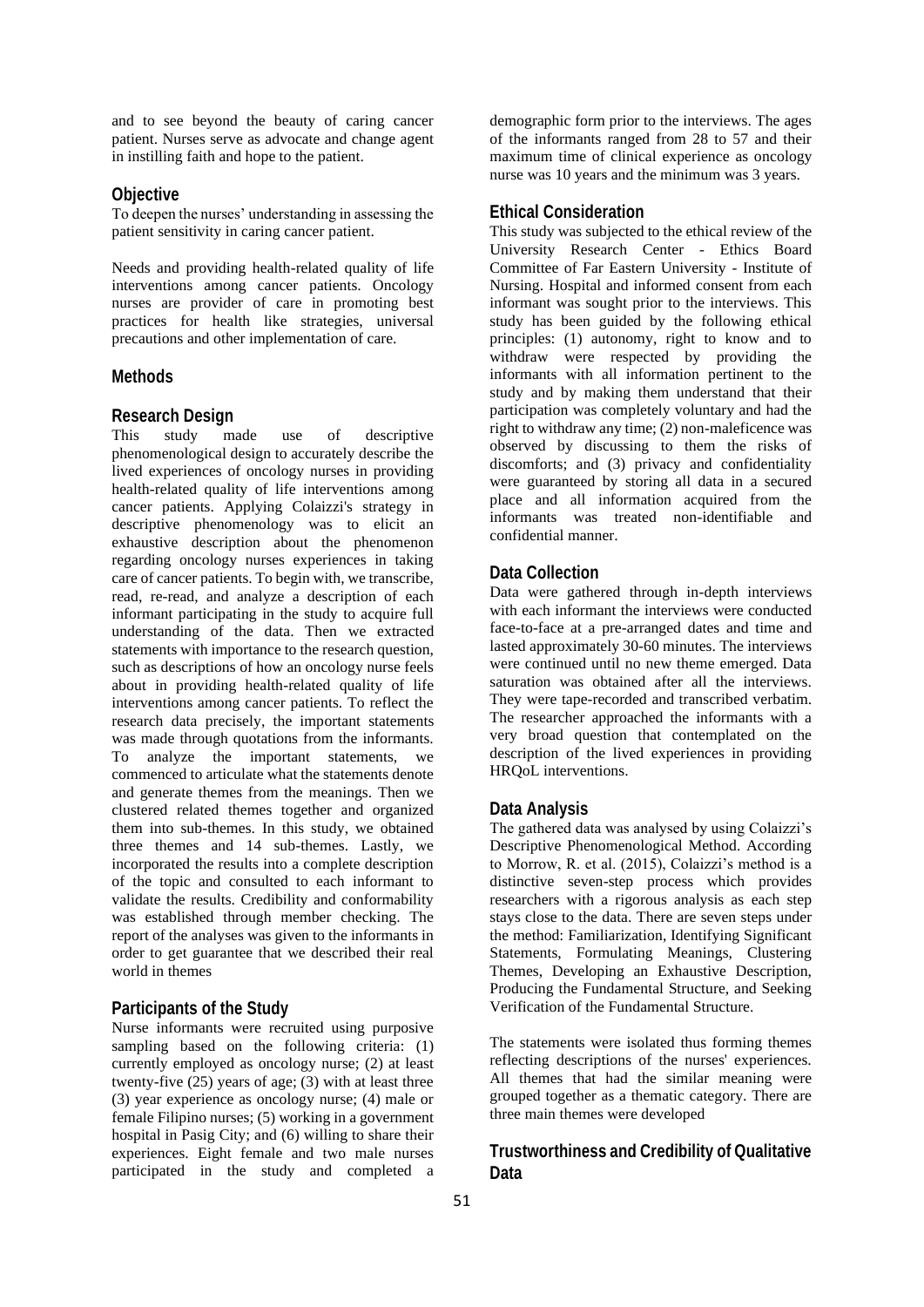and to see beyond the beauty of caring cancer patient. Nurses serve as advocate and change agent in instilling faith and hope to the patient.

## Objective

To deepen the nurses' understanding in assessing the patient sensitivity in caring cancer patient.

Needs and providing health-related quality of life interventions among cancer patients. Oncology nurses are provider of care in promoting best practices for health like strategies, universal precautions and other implementation of care.

## Methods

### Research Design

This study made use of descriptive phenomenological design to accurately describe the lived experiences of oncology nurses in providing health-related quality of life interventions among cancer patients. Applying Colaizzi's strategy in descriptive phenomenology was to elicit an exhaustive description about the phenomenon regarding oncology nurses experiences in taking care of cancer patients. To begin with, we transcribe, read, re-read, and analyze a description of each informant participating in the study to acquire full understanding of the data. Then we extracted statements with importance to the research question, such as descriptions of how an oncology nurse feels about in providing health-related quality of life interventions among cancer patients. To reflect the research data precisely, the important statements was made through quotations from the informants. To analyze the important statements, we commenced to articulate what the statements denote and generate themes from the meanings. Then we clustered related themes together and organized them into sub-themes. In this study, we obtained three themes and 14 sub-themes. Lastly, we incorporated the results into a complete description of the topic and consulted to each informant to validate the results. Credibility and conformability was established through member checking. The report of the analyses was given to the informants in order to get guarantee that we described their real world in themes

### Participants of the Study

Nurse informants were recruited using purposive sampling based on the following criteria: (1) currently employed as oncology nurse; (2) at least twenty-five (25) years of age; (3) with at least three (3) year experience as oncology nurse; (4) male or female Filipino nurses; (5) working in a government hospital in Pasig City; and (6) willing to share their experiences. Eight female and two male nurses participated in the study and completed a demographic form prior to the interviews. The ages of the informants ranged from 28 to 57 and their maximum time of clinical experience as oncology nurse was 10 years and the minimum was 3 years.

### Ethical Consideration

This study was subjected to the ethical review of the University Research Center - Ethics Board Committee of Far Eastern University - Institute of Nursing. Hospital and informed consent from each informant was sought prior to the interviews. This study has been guided by the following ethical principles: (1) autonomy, right to know and to withdraw were respected by providing the informants with all information pertinent to the study and by making them understand that their participation was completely voluntary and had the right to withdraw any time; (2) non-maleficence was observed by discussing to them the risks of discomforts; and (3) privacy and confidentiality were guaranteed by storing all data in a secured place and all information acquired from the informants was treated non-identifiable and confidential manner.

### Data Collection

Data were gathered through in-depth interviews with each informant the interviews were conducted face-to-face at a pre-arranged dates and time and lasted approximately 30-60 minutes. The interviews were continued until no new theme emerged. Data saturation was obtained after all the interviews. They were tape-recorded and transcribed verbatim. The researcher approached the informants with a very broad question that contemplated on the description of the lived experiences in providing HRQoL interventions.

### Data Analysis

The gathered data was analysed by using Colaizzi's Descriptive Phenomenological Method. According to Morrow, R. et al. (2015), Colaizzi's method is a distinctive seven-step process which provides researchers with a rigorous analysis as each step stays close to the data. There are seven steps under the method: Familiarization, Identifying Significant Statements, Formulating Meanings, Clustering Themes, Developing an Exhaustive Description, Producing the Fundamental Structure, and Seeking Verification of the Fundamental Structure.

The statements were isolated thus forming themes reflecting descriptions of the nurses' experiences. All themes that had the similar meaning were grouped together as a thematic category. There are three main themes were developed

### Trustworthiness and Credibility of Qualitative Data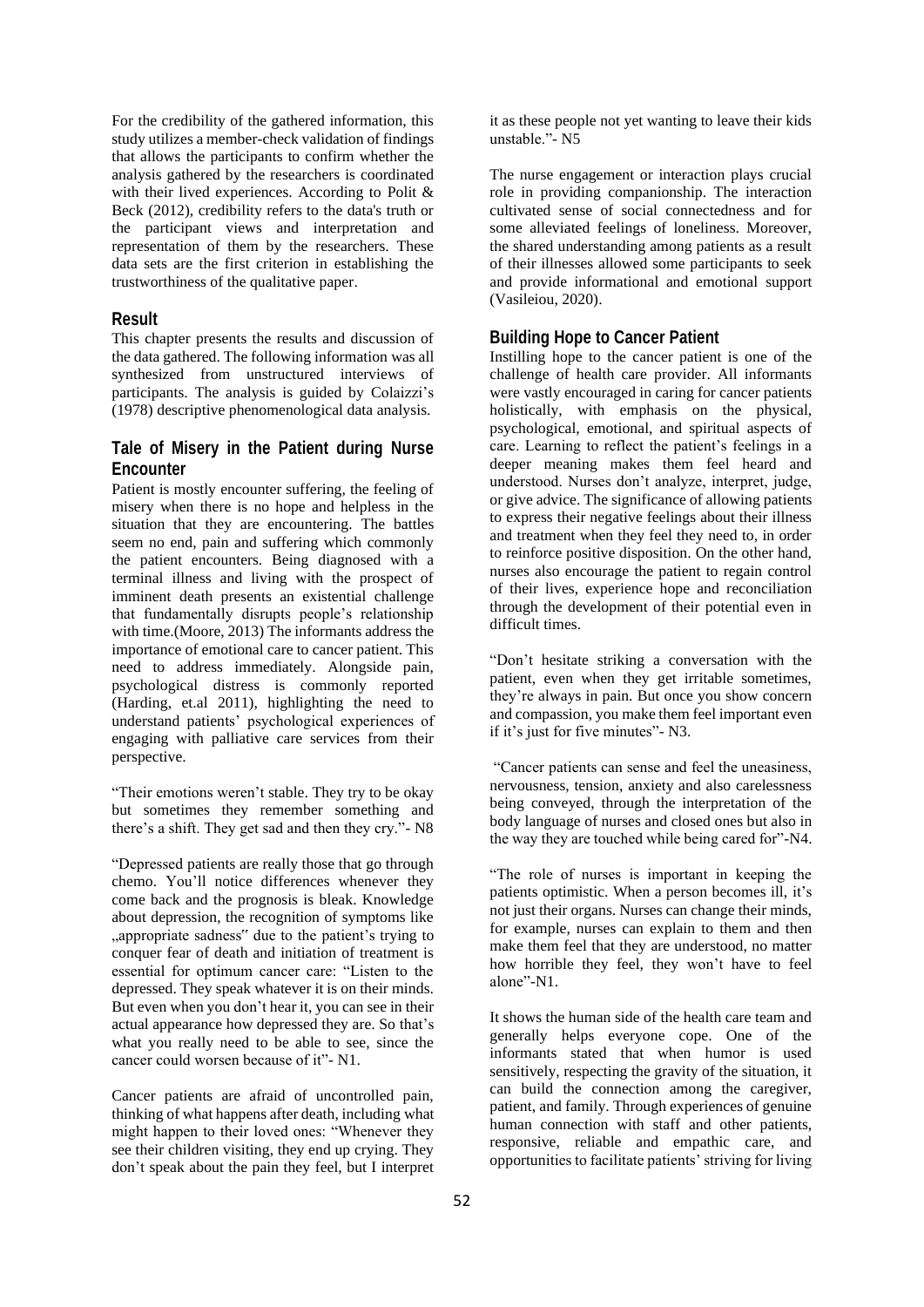For the credibility of the gathered information, this study utilizes a member-check validation of findings that allows the participants to confirm whether the analysis gathered by the researchers is coordinated with their lived experiences. According to Polit & Beck (2012), credibility refers to the data's truth or the participant views and interpretation and representation of them by the researchers. These data sets are the first criterion in establishing the trustworthiness of the qualitative paper.

## Result

This chapter presents the results and discussion of the data gathered. The following information was all synthesized from unstructured interviews of participants. The analysis is guided by Colaizzi's (1978) descriptive phenomenological data analysis.

### Tale of Misery in the Patient during Nurse Encounter

Patient is mostly encounter suffering, the feeling of misery when there is no hope and helpless in the situation that they are encountering. The battles seem no end, pain and suffering which commonly the patient encounters. Being diagnosed with a terminal illness and living with the prospect of imminent death presents an existential challenge that fundamentally disrupts people's relationship with time.(Moore, 2013) The informants address the importance of emotional care to cancer patient. This need to address immediately. Alongside pain, psychological distress is commonly reported (Harding, et.al 2011), highlighting the need to understand patients' psychological experiences of engaging with palliative care services from their perspective.

"Their emotions weren't stable. They try to be okay but sometimes they remember something and there's a shift. They get sad and then they cry."- N8

"Depressed patients are really those that go through chemo. You'll notice differences whenever they come back and the prognosis is bleak. Knowledge about depression, the recognition of symptoms like „appropriate sadness" due to the patient's trying to conquer fear of death and initiation of treatment is essential for optimum cancer care: "Listen to the depressed. They speak whatever it is on their minds. But even when you don't hear it, you can see in their actual appearance how depressed they are. So that's what you really need to be able to see, since the cancer could worsen because of it"- N1.

Cancer patients are afraid of uncontrolled pain, thinking of what happens after death, including what might happen to their loved ones: "Whenever they see their children visiting, they end up crying. They don't speak about the pain they feel, but I interpret it as these people not yet wanting to leave their kids unstable."- N5

The nurse engagement or interaction plays crucial role in providing companionship. The interaction cultivated sense of social connectedness and for some alleviated feelings of loneliness. Moreover, the shared understanding among patients as a result of their illnesses allowed some participants to seek and provide informational and emotional support (Vasileiou, 2020).

### Building Hope to Cancer Patient

Instilling hope to the cancer patient is one of the challenge of health care provider. All informants were vastly encouraged in caring for cancer patients holistically, with emphasis on the physical, psychological, emotional, and spiritual aspects of care. Learning to reflect the patient's feelings in a deeper meaning makes them feel heard and understood. Nurses don't analyze, interpret, judge, or give advice. The significance of allowing patients to express their negative feelings about their illness and treatment when they feel they need to, in order to reinforce positive disposition. On the other hand, nurses also encourage the patient to regain control of their lives, experience hope and reconciliation through the development of their potential even in difficult times.

"Don't hesitate striking a conversation with the patient, even when they get irritable sometimes, they're always in pain. But once you show concern and compassion, you make them feel important even if it's just for five minutes"- N3.

"Cancer patients can sense and feel the uneasiness, nervousness, tension, anxiety and also carelessness being conveyed, through the interpretation of the body language of nurses and closed ones but also in the way they are touched while being cared for"-N4.

"The role of nurses is important in keeping the patients optimistic. When a person becomes ill, it's not just their organs. Nurses can change their minds, for example, nurses can explain to them and then make them feel that they are understood, no matter how horrible they feel, they won't have to feel alone"-N1.

It shows the human side of the health care team and generally helps everyone cope. One of the informants stated that when humor is used sensitively, respecting the gravity of the situation, it can build the connection among the caregiver, patient, and family. Through experiences of genuine human connection with staff and other patients, responsive, reliable and empathic care, and opportunities to facilitate patients' striving for living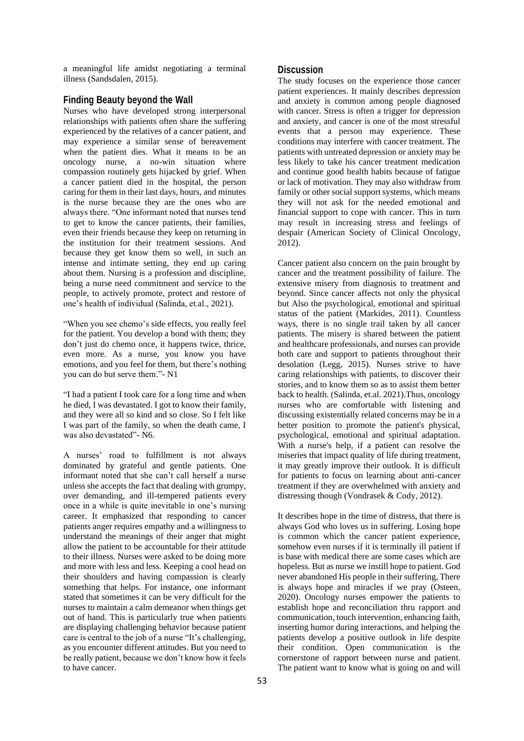a meaningful life amidst negotiating a terminal illness (Sandsdalen, 2015).

## Finding Beauty beyond the Wall

Nurses who have developed strong interpersonal relationships with patients often share the suffering experienced by the relatives of a cancer patient, and may experience a similar sense of bereavement when the patient dies. What it means to be an oncology nurse, a no-win situation where compassion routinely gets hijacked by grief. When a cancer patient died in the hospital, the person caring for them in their last days, hours, and minutes is the nurse because they are the ones who are always there. "One informant noted that nurses tend to get to know the cancer patients, their families, even their friends because they keep on returning in the institution for their treatment sessions. And because they get know them so well, in such an intense and intimate setting, they end up caring about them. Nursing is a profession and discipline, being a nurse need commitment and service to the people, to actively promote, protect and restore of one's health of individual (Salinda, et.al., 2021).

"When you see chemo's side effects, you really feel for the patient. You develop a bond with them; they don't just do chemo once, it happens twice, thrice, even more. As a nurse, you know you have emotions, and you feel for them, but there's nothing you can do but serve them."- N1

"I had a patient I took care for a long time and when he died, I was devastated. I got to know their family, and they were all so kind and so close. So I felt like I was part of the family, so when the death came, I was also devastated"- N6.

A nurses' road to fulfillment is not always dominated by grateful and gentle patients. One informant noted that she can't call herself a nurse unless she accepts the fact that dealing with grumpy, over demanding, and ill-tempered patients every once in a while is quite inevitable in one's nursing career. It emphasized that responding to cancer patients anger requires empathy and a willingness to understand the meanings of their anger that might allow the patient to be accountable for their attitude to their illness. Nurses were asked to be doing more and more with less and less. Keeping a cool head on their shoulders and having compassion is clearly something that helps. For instance, one informant stated that sometimes it can be very difficult for the nurses to maintain a calm demeanor when things get out of hand. This is particularly true when patients are displaying challenging behavior because patient care is central to the job of a nurse "It's challenging, as you encounter different attitudes. But you need to be really patient, because we don't know how it feels to have cancer.

## Discussion

The study focuses on the experience those cancer patient experiences. It mainly describes depression and anxiety is common among people diagnosed with cancer. Stress is often a trigger for depression and anxiety, and cancer is one of the most stressful events that a person may experience. These conditions may interfere with cancer treatment. The patients with untreated depression or anxiety may be less likely to take his cancer treatment medication and continue good health habits because of fatigue or lack of motivation. They may also withdraw from family or other social support systems, which means they will not ask for the needed emotional and financial support to cope with cancer. This in turn may result in increasing stress and feelings of despair (American Society of Clinical Oncology, 2012).

Cancer patient also concern on the pain brought by cancer and the treatment possibility of failure. The extensive misery from diagnosis to treatment and beyond. Since cancer affects not only the physical but Also the psychological, emotional and spiritual status of the patient (Markides, 2011). Countless ways, there is no single trail taken by all cancer patients. The misery is shared between the patient and healthcare professionals, and nurses can provide both care and support to patients throughout their desolation (Legg, 2015). Nurses strive to have caring relationships with patients, to discover their stories, and to know them so as to assist them better back to health. (Salinda, et.al. 2021).Thus, oncology nurses who are comfortable with listening and discussing existentially related concerns may be in a better position to promote the patient's physical, psychological, emotional and spiritual adaptation. With a nurse's help, if a patient can resolve the miseries that impact quality of life during treatment, it may greatly improve their outlook. It is difficult for patients to focus on learning about anti-cancer treatment if they are overwhelmed with anxiety and distressing though (Vondrasek & Cody, 2012).

It describes hope in the time of distress, that there is always God who loves us in suffering. Losing hope is common which the cancer patient experience, somehow even nurses if it is terminally ill patient if is base with medical there are some cases which are hopeless. But as nurse we instill hope to patient. God never abandoned His people in their suffering, There is always hope and miracles if we pray (Osteen, 2020). Oncology nurses empower the patients to establish hope and reconciliation thru rapport and communication, touch intervention, enhancing faith, inserting humor during interactions, and helping the patients develop a positive outlook in life despite their condition. Open communication is the cornerstone of rapport between nurse and patient. The patient want to know what is going on and will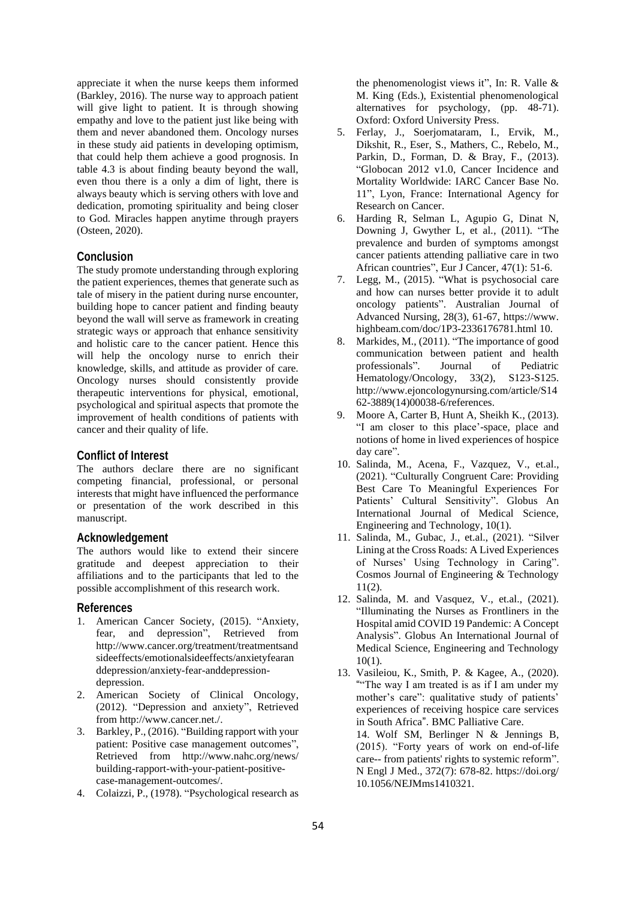appreciate it when the nurse keeps them informed (Barkley, 2016). The nurse way to approach patient will give light to patient. It is through showing empathy and love to the patient just like being with them and never abandoned them. Oncology nurses in these study aid patients in developing optimism, that could help them achieve a good prognosis. In table 4.3 is about finding beauty beyond the wall, even thou there is a only a dim of light, there is always beauty which is serving others with love and dedication, promoting spirituality and being closer to God. Miracles happen anytime through prayers (Osteen, 2020).

## Conclusion

The study promote understanding through exploring the patient experiences, themes that generate such as tale of misery in the patient during nurse encounter, building hope to cancer patient and finding beauty beyond the wall will serve as framework in creating strategic ways or approach that enhance sensitivity and holistic care to the cancer patient. Hence this will help the oncology nurse to enrich their knowledge, skills, and attitude as provider of care. Oncology nurses should consistently provide therapeutic interventions for physical, emotional, psychological and spiritual aspects that promote the improvement of health conditions of patients with cancer and their quality of life.

## Conflict of Interest

The authors declare there are no significant competing financial, professional, or personal interests that might have influenced the performance or presentation of the work described in this manuscript.

## Acknowledgement

The authors would like to extend their sincere gratitude and deepest appreciation to their affiliations and to the participants that led to the possible accomplishment of this research work.

## References

1. American Cancer Society, (2015). "Anxiety, fear, and depression", Retrieved from http://www.cancer.org/treatment/treatmentsandsideeffects/emotionalsideeffects/anxietyfearanddepression/anxiety-fear-anddepression-depression.
2. American Society of Clinical Oncology, (2012). "Depression and anxiety", Retrieved from http://www.cancer.net./.
3. Barkley, P., (2016). "Building rapport with your patient: Positive case management outcomes", Retrieved from http://www.nahc.org/news/building-rapport-with-your-patient-positive-case-management-outcomes/.
4. Colaizzi, P., (1978). "Psychological research as the phenomenologist views it", In: R. Valle & M. King (Eds.), Existential phenomenological alternatives for psychology, (pp. 48-71). Oxford: Oxford University Press.
5. Ferlay, J., Soerjomataram, I., Ervik, M., Dikshit, R., Eser, S., Mathers, C., Rebelo, M., Parkin, D., Forman, D. & Bray, F., (2013). "Globocan 2012 v1.0, Cancer Incidence and Mortality Worldwide: IARC Cancer Base No. 11", Lyon, France: International Agency for Research on Cancer.
6. Harding R, Selman L, Agupio G, Dinat N, Downing J, Gwyther L, et al., (2011). "The prevalence and burden of symptoms amongst cancer patients attending palliative care in two African countries", Eur J Cancer, 47(1): 51-6.
7. Legg, M., (2015). "What is psychosocial care and how can nurses better provide it to adult oncology patients". Australian Journal of Advanced Nursing, 28(3), 61-67, https://www.highbeam.com/doc/1P3-2336176781.html 10.
8. Markides, M., (2011). "The importance of good communication between patient and health professionals". Journal of Pediatric Hematology/Oncology, 33(2), S123-S125. http://www.ejoncologynursing.com/article/S1462-3889(14)00038-6/references.
9. Moore A, Carter B, Hunt A, Sheikh K., (2013). "I am closer to this place'-space, place and notions of home in lived experiences of hospice day care".
10. Salinda, M., Acena, F., Vazquez, V., et.al., (2021). "Culturally Congruent Care: Providing Best Care To Meaningful Experiences For Patients' Cultural Sensitivity". Globus An International Journal of Medical Science, Engineering and Technology, 10(1).
11. Salinda, M., Gubac, J., et.al., (2021). "Silver Lining at the Cross Roads: A Lived Experiences of Nurses' Using Technology in Caring". Cosmos Journal of Engineering & Technology 11(2).
12. Salinda, M. and Vasquez, V., et.al., (2021). "Illuminating the Nurses as Frontliners in the Hospital amid COVID 19 Pandemic: A Concept Analysis". Globus An International Journal of Medical Science, Engineering and Technology 10(1).
13. Vasileiou, K., Smith, P. & Kagee, A., (2020). ""The way I am treated is as if I am under my mother's care": qualitative study of patients' experiences of receiving hospice care services in South Africa". BMC Palliative Care.
14. Wolf SM, Berlinger N & Jennings B, (2015). "Forty years of work on end-of-life care-- from patients' rights to systemic reform". N Engl J Med., 372(7): 678-82. https://doi.org/10.1056/NEJMms1410321.